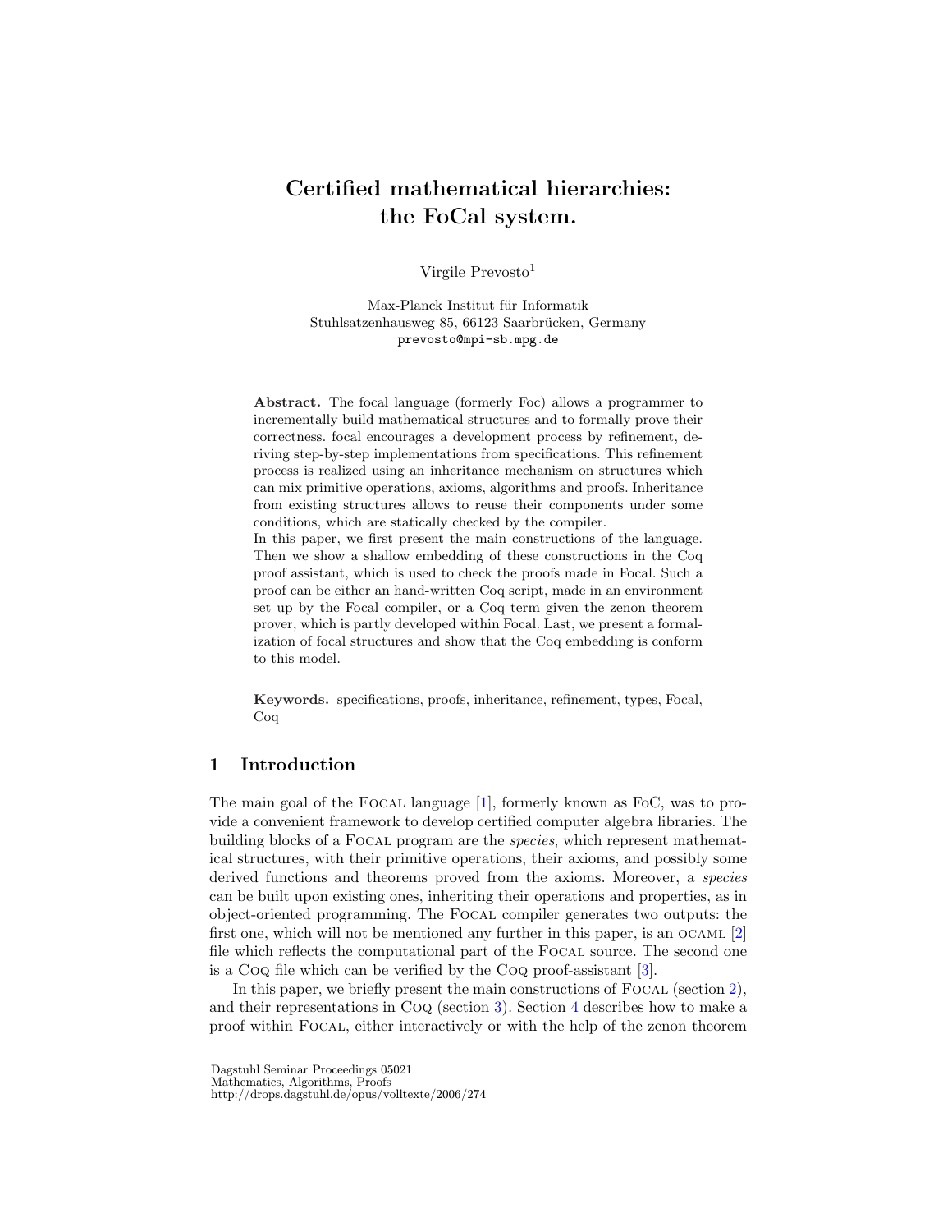# Certified mathematical hierarchies: the FoCal system.

Virgile Prevosto[1]

Max-Planck Institut für Informatik
Stuhlsatzenhausweg 85, 66123 Saarbrücken, Germany
prevosto@mpi-sb.mpg.de

**Abstract.** The focal language (formerly Foc) allows a programmer to incrementally build mathematical structures and to formally prove their correctness. focal encourages a development process by refinement, deriving step-by-step implementations from specifications. This refinement process is realized using an inheritance mechanism on structures which can mix primitive operations, axioms, algorithms and proofs. Inheritance from existing structures allows to reuse their components under some conditions, which are statically checked by the compiler.
In this paper, we first present the main constructions of the language. Then we show a shallow embedding of these constructions in the Coq proof assistant, which is used to check the proofs made in Focal. Such a proof can be either an hand-written Coq script, made in an environment set up by the Focal compiler, or a Coq term given the zenon theorem prover, which is partly developed within Focal. Last, we present a formalization of focal structures and show that the Coq embedding is conform to this model.

**Keywords.** specifications, proofs, inheritance, refinement, types, Focal, Coq

## 1 Introduction

The main goal of the Focal language [1], formerly known as FoC, was to provide a convenient framework to develop certified computer algebra libraries. The building blocks of a Focal program are the *species*, which represent mathematical structures, with their primitive operations, their axioms, and possibly some derived functions and theorems proved from the axioms. Moreover, a *species* can be built upon existing ones, inheriting their operations and properties, as in object-oriented programming. The Focal compiler generates two outputs: the first one, which will not be mentioned any further in this paper, is an OCAML [2] file which reflects the computational part of the Focal source. The second one is a Coq file which can be verified by the Coq proof-assistant [3].

In this paper, we briefly present the main constructions of Focal (section 2), and their representations in Coq (section 3). Section 4 describes how to make a proof within Focal, either interactively or with the help of the zenon theorem

Dagstuhl Seminar Proceedings 05021
Mathematics, Algorithms, Proofs
http://drops.dagstuhl.de/opus/volltexte/2006/274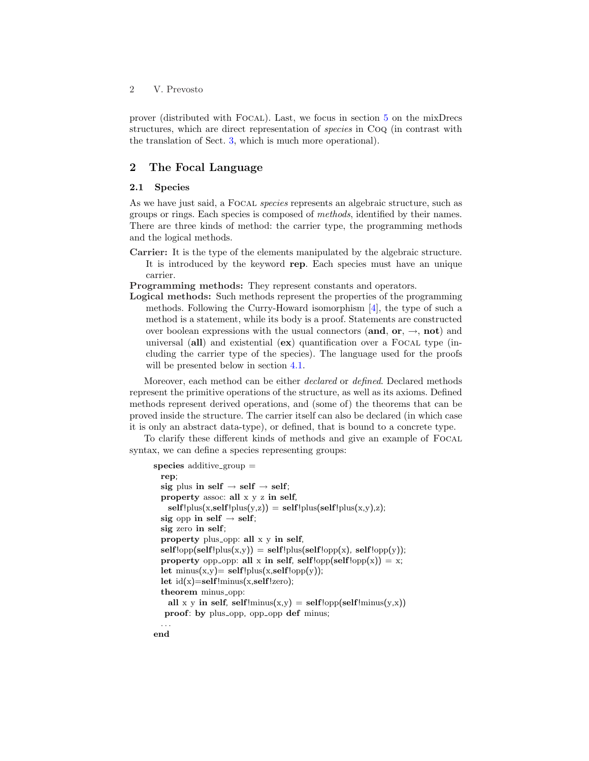prover (distributed with Focal). Last, we focus in section 5 on the mixDrecs structures, which are direct representation of *species* in Coq (in contrast with the translation of Sect. 3, which is much more operational).

## 2 The Focal Language

### 2.1 Species

As we have just said, a Focal *species* represents an algebraic structure, such as groups or rings. Each species is composed of *methods*, identified by their names. There are three kinds of method: the carrier type, the programming methods and the logical methods.

**Carrier:** It is the type of the elements manipulated by the algebraic structure. It is introduced by the keyword **rep**. Each species must have an unique carrier.

**Programming methods:** They represent constants and operators.

**Logical methods:** Such methods represent the properties of the programming methods. Following the Curry-Howard isomorphism [4], the type of such a method is a statement, while its body is a proof. Statements are constructed over boolean expressions with the usual connectors (**and**, **or**, →, **not**) and universal (**all**) and existential (**ex**) quantification over a Focal type (including the carrier type of the species). The language used for the proofs will be presented below in section 4.1.

Moreover, each method can be either *declared* or *defined*. Declared methods represent the primitive operations of the structure, as well as its axioms. Defined methods represent derived operations, and (some of) the theorems that can be proved inside the structure. The carrier itself can also be declared (in which case it is only an abstract data-type), or defined, that is bound to a concrete type.

To clarify these different kinds of methods and give an example of Focal syntax, we can define a species representing groups:

```
species additive_group =
  rep;
  sig plus in self → self → self;
  property assoc: all x y z in self,
    self!plus(x,self!plus(y,z)) = self!plus(self!plus(x,y),z);
  sig opp in self → self;
  sig zero in self;
  property plus_opp: all x y in self,
  self!opp(self!plus(x,y)) = self!plus(self!opp(x), self!opp(y));
  property opp_opp: all x in self, self!opp(self!opp(x)) = x;
  let minus(x,y)= self!plus(x,self!opp(y));
  let id(x)=self!minus(x,self!zero);
  theorem minus_opp:
    all x y in self, self!minus(x,y) = self!opp(self!minus(y,x))
   proof: by plus_opp, opp_opp def minus;
  ...
end
```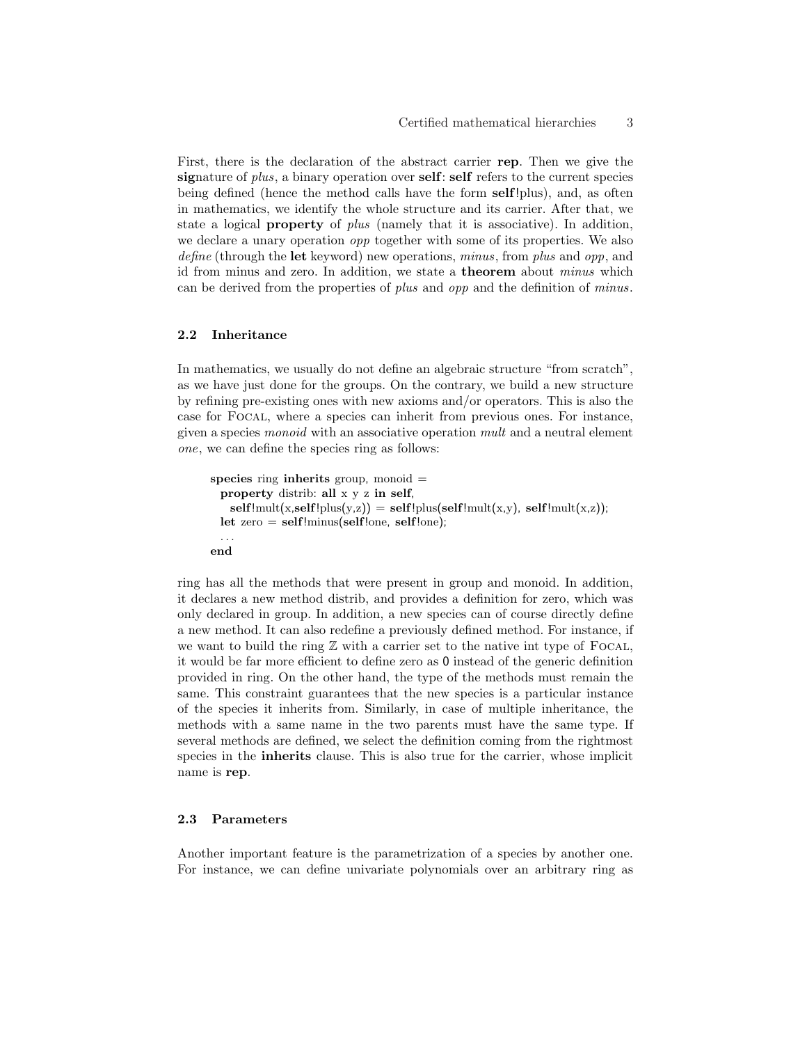First, there is the declaration of the abstract carrier **rep**. Then we give the **sig**nature of *plus*, a binary operation over **self**: **self** refers to the current species being defined (hence the method calls have the form **self**!plus), and, as often in mathematics, we identify the whole structure and its carrier. After that, we state a logical **property** of *plus* (namely that it is associative). In addition, we declare a unary operation *opp* together with some of its properties. We also *define* (through the **let** keyword) new operations, *minus*, from *plus* and *opp*, and id from minus and zero. In addition, we state a **theorem** about *minus* which can be derived from the properties of *plus* and *opp* and the definition of *minus*.

### 2.2 Inheritance

In mathematics, we usually do not define an algebraic structure "from scratch", as we have just done for the groups. On the contrary, we build a new structure by refining pre-existing ones with new axioms and/or operators. This is also the case for Focal, where a species can inherit from previous ones. For instance, given a species *monoid* with an associative operation *mult* and a neutral element *one*, we can define the species ring as follows:

```
species ring inherits group, monoid =
  property distrib: all x y z in self,
    self!mult(x,self!plus(y,z)) = self!plus(self!mult(x,y), self!mult(x,z));
  let zero = self!minus(self!one, self!one);
  ...
end
```

ring has all the methods that were present in group and monoid. In addition, it declares a new method distrib, and provides a definition for zero, which was only declared in group. In addition, a new species can of course directly define a new method. It can also redefine a previously defined method. For instance, if we want to build the ring $\mathbb{Z}$ with a carrier set to the native int type of Focal, it would be far more efficient to define zero as `0` instead of the generic definition provided in ring. On the other hand, the type of the methods must remain the same. This constraint guarantees that the new species is a particular instance of the species it inherits from. Similarly, in case of multiple inheritance, the methods with a same name in the two parents must have the same type. If several methods are defined, we select the definition coming from the rightmost species in the **inherits** clause. This is also true for the carrier, whose implicit name is **rep**.

### 2.3 Parameters

Another important feature is the parametrization of a species by another one. For instance, we can define univariate polynomials over an arbitrary ring as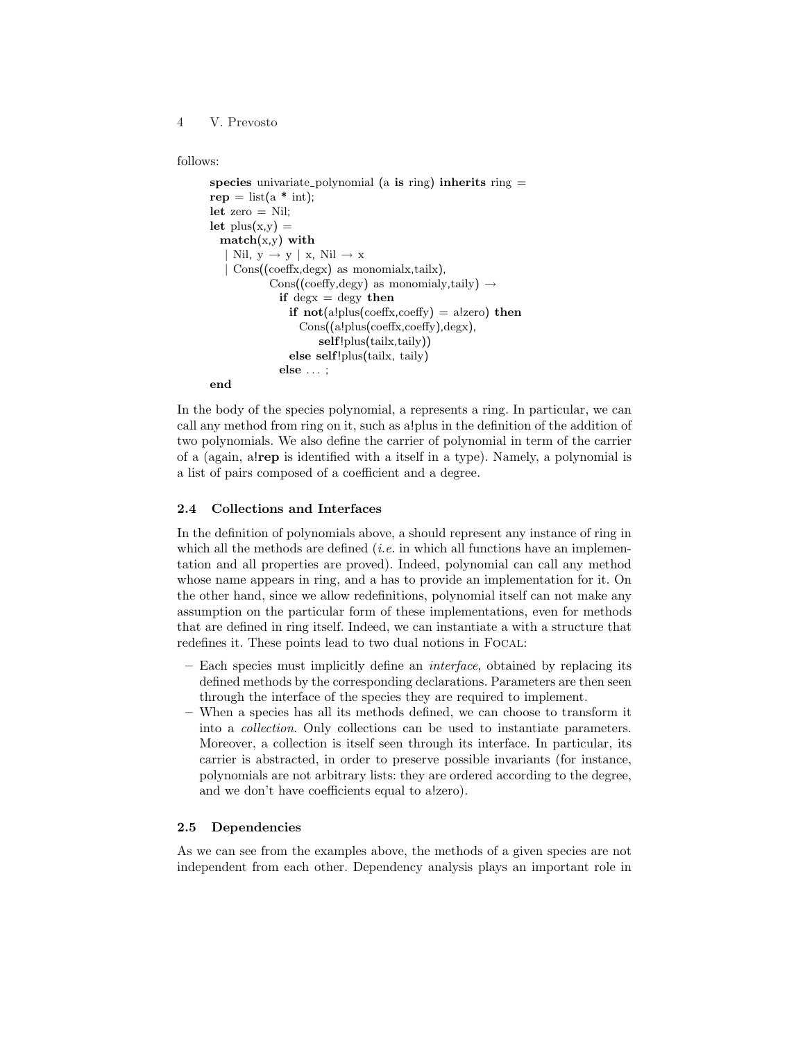follows:

```
species univariate_polynomial (a is ring) inherits ring =
rep = list(a * int);
let zero = Nil;
let plus(x,y) =
  match(x,y) with
   | Nil, y → y | x, Nil → x
   | Cons((coeffx,degx) as monomialx,tailx),
            Cons((coeffy,degy) as monomialy,taily) →
              if degx = degy then
                if not(a!plus(coeffx,coeffy) = a!zero) then
                  Cons((a!plus(coeffx,coeffy),degx),
                       self!plus(tailx,taily))
                else self!plus(tailx, taily)
              else ... ;
end
```

In the body of the species polynomial, a represents a ring. In particular, we can call any method from ring on it, such as a!plus in the definition of the addition of two polynomials. We also define the carrier of polynomial in term of the carrier of a (again, a!**rep** is identified with a itself in a type). Namely, a polynomial is a list of pairs composed of a coefficient and a degree.

### 2.4 Collections and Interfaces

In the definition of polynomials above, a should represent any instance of ring in which all the methods are defined (*i.e.* in which all functions have an implementation and all properties are proved). Indeed, polynomial can call any method whose name appears in ring, and a has to provide an implementation for it. On the other hand, since we allow redefinitions, polynomial itself can not make any assumption on the particular form of these implementations, even for methods that are defined in ring itself. Indeed, we can instantiate a with a structure that redefines it. These points lead to two dual notions in FOCAL:

– Each species must implicitly define an *interface*, obtained by replacing its defined methods by the corresponding declarations. Parameters are then seen through the interface of the species they are required to implement.
– When a species has all its methods defined, we can choose to transform it into a *collection*. Only collections can be used to instantiate parameters. Moreover, a collection is itself seen through its interface. In particular, its carrier is abstracted, in order to preserve possible invariants (for instance, polynomials are not arbitrary lists: they are ordered according to the degree, and we don't have coefficients equal to a!zero).

### 2.5 Dependencies

As we can see from the examples above, the methods of a given species are not independent from each other. Dependency analysis plays an important role in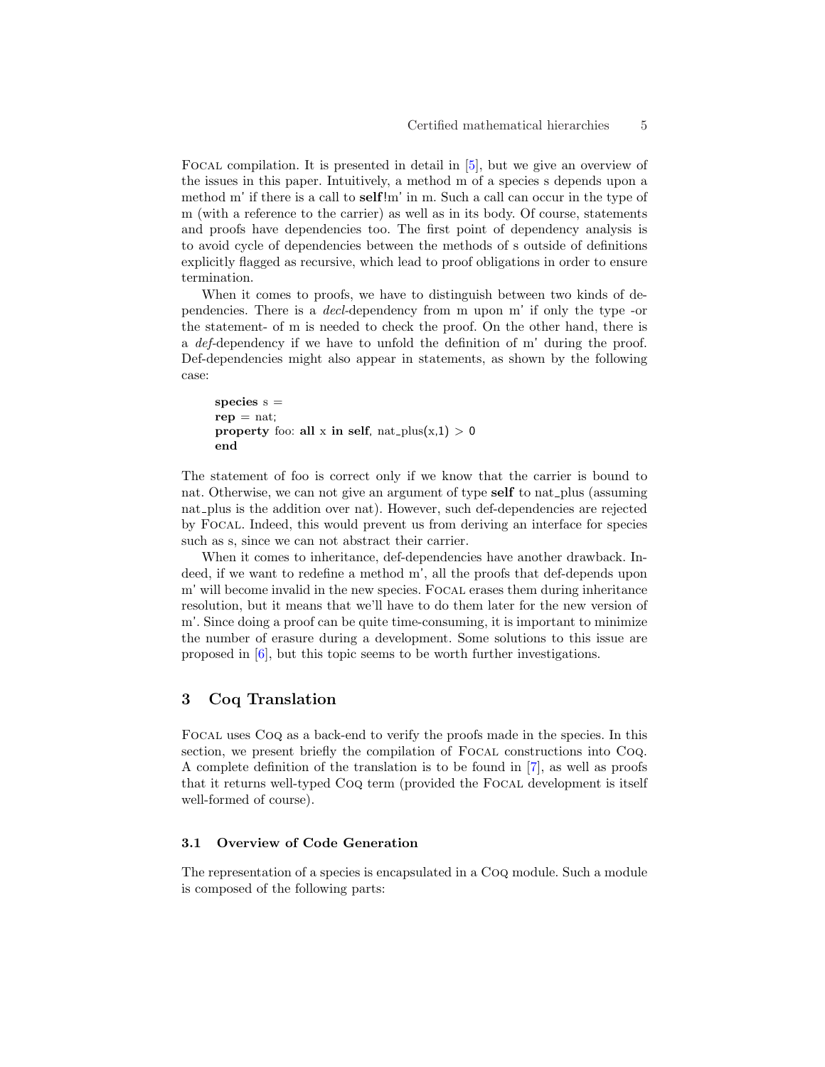FOCAL compilation. It is presented in detail in [5], but we give an overview of the issues in this paper. Intuitively, a method m of a species s depends upon a method m' if there is a call to **self**!m' in m. Such a call can occur in the type of m (with a reference to the carrier) as well as in its body. Of course, statements and proofs have dependencies too. The first point of dependency analysis is to avoid cycle of dependencies between the methods of s outside of definitions explicitly flagged as recursive, which lead to proof obligations in order to ensure termination.

When it comes to proofs, we have to distinguish between two kinds of dependencies. There is a *decl*-dependency from m upon m' if only the type -or the statement- of m is needed to check the proof. On the other hand, there is a *def*-dependency if we have to unfold the definition of m' during the proof. Def-dependencies might also appear in statements, as shown by the following case:

```
species s =
rep = nat;
property foo: all x in self, nat_plus(x,1) > 0
end
```

The statement of foo is correct only if we know that the carrier is bound to nat. Otherwise, we can not give an argument of type **self** to nat_plus (assuming nat_plus is the addition over nat). However, such def-dependencies are rejected by FOCAL. Indeed, this would prevent us from deriving an interface for species such as s, since we can not abstract their carrier.

When it comes to inheritance, def-dependencies have another drawback. Indeed, if we want to redefine a method m', all the proofs that def-depends upon m' will become invalid in the new species. FOCAL erases them during inheritance resolution, but it means that we'll have to do them later for the new version of m'. Since doing a proof can be quite time-consuming, it is important to minimize the number of erasure during a development. Some solutions to this issue are proposed in [6], but this topic seems to be worth further investigations.

## 3 Coq Translation

FOCAL uses COQ as a back-end to verify the proofs made in the species. In this section, we present briefly the compilation of FOCAL constructions into COQ. A complete definition of the translation is to be found in [7], as well as proofs that it returns well-typed COQ term (provided the FOCAL development is itself well-formed of course).

### 3.1 Overview of Code Generation

The representation of a species is encapsulated in a COQ module. Such a module is composed of the following parts: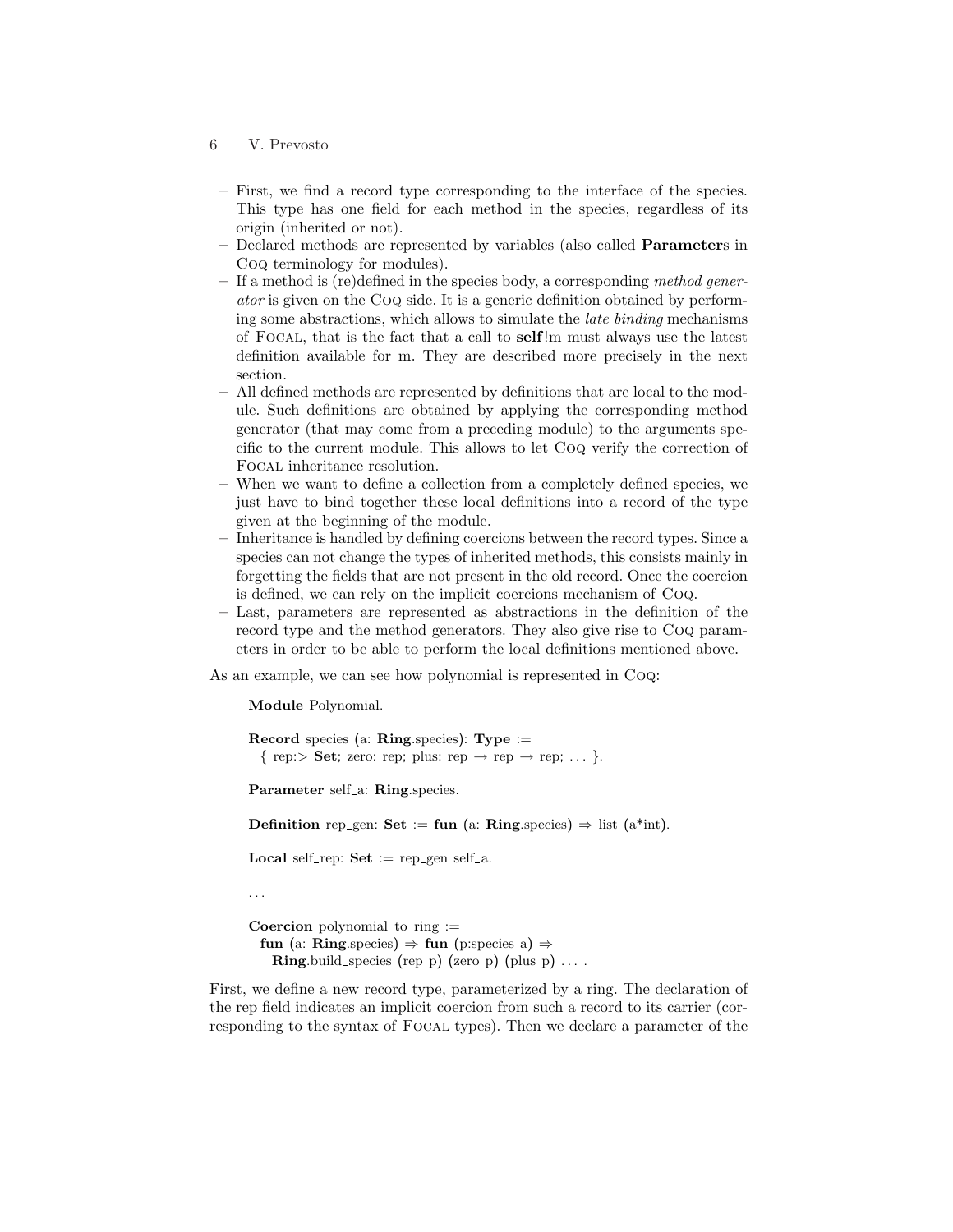- First, we find a record type corresponding to the interface of the species. This type has one field for each method in the species, regardless of its origin (inherited or not).
- Declared methods are represented by variables (also called **Parameter**s in Coq terminology for modules).
- If a method is (re)defined in the species body, a corresponding *method generator* is given on the Coq side. It is a generic definition obtained by performing some abstractions, which allows to simulate the *late binding* mechanisms of Focal, that is the fact that a call to **self**!m must always use the latest definition available for m. They are described more precisely in the next section.
- All defined methods are represented by definitions that are local to the module. Such definitions are obtained by applying the corresponding method generator (that may come from a preceding module) to the arguments specific to the current module. This allows to let Coq verify the correction of Focal inheritance resolution.
- When we want to define a collection from a completely defined species, we just have to bind together these local definitions into a record of the type given at the beginning of the module.
- Inheritance is handled by defining coercions between the record types. Since a species can not change the types of inherited methods, this consists mainly in forgetting the fields that are not present in the old record. Once the coercion is defined, we can rely on the implicit coercions mechanism of Coq.
- Last, parameters are represented as abstractions in the definition of the record type and the method generators. They also give rise to Coq parameters in order to be able to perform the local definitions mentioned above.

As an example, we can see how polynomial is represented in Coq:

```
Module Polynomial.

Record species (a: Ring.species): Type :=
  { rep:> Set; zero: rep; plus: rep → rep → rep; ... }.

Parameter self_a: Ring.species.

Definition rep_gen: Set := fun (a: Ring.species) ⇒ list (a*int).

Local self_rep: Set := rep_gen self_a.

...

Coercion polynomial_to_ring :=
  fun (a: Ring.species) ⇒ fun (p:species a) ⇒
    Ring.build_species (rep p) (zero p) (plus p) ... .
```

First, we define a new record type, parameterized by a ring. The declaration of the rep field indicates an implicit coercion from such a record to its carrier (corresponding to the syntax of Focal types). Then we declare a parameter of the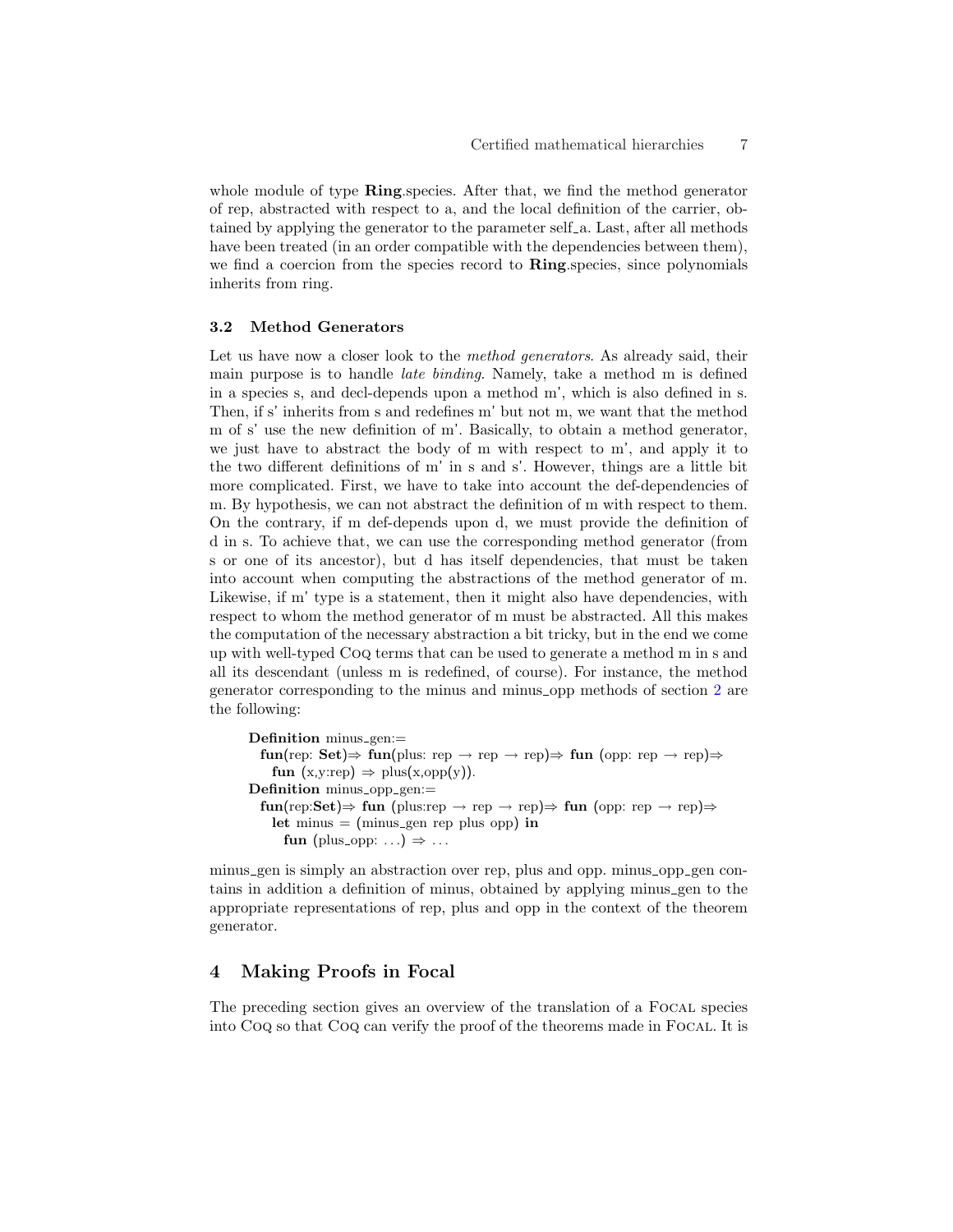whole module of type **Ring**.species. After that, we find the method generator of rep, abstracted with respect to a, and the local definition of the carrier, obtained by applying the generator to the parameter self_a. Last, after all methods have been treated (in an order compatible with the dependencies between them), we find a coercion from the species record to **Ring**.species, since polynomials inherits from ring.

### 3.2 Method Generators

Let us have now a closer look to the *method generators*. As already said, their main purpose is to handle *late binding*. Namely, take a method m is defined in a species s, and decl-depends upon a method m', which is also defined in s. Then, if s' inherits from s and redefines m' but not m, we want that the method m of s' use the new definition of m'. Basically, to obtain a method generator, we just have to abstract the body of m with respect to m', and apply it to the two different definitions of m' in s and s'. However, things are a little bit more complicated. First, we have to take into account the def-dependencies of m. By hypothesis, we can not abstract the definition of m with respect to them. On the contrary, if m def-depends upon d, we must provide the definition of d in s. To achieve that, we can use the corresponding method generator (from s or one of its ancestor), but d has itself dependencies, that must be taken into account when computing the abstractions of the method generator of m. Likewise, if m' type is a statement, then it might also have dependencies, with respect to whom the method generator of m must be abstracted. All this makes the computation of the necessary abstraction a bit tricky, but in the end we come up with well-typed Coq terms that can be used to generate a method m in s and all its descendant (unless m is redefined, of course). For instance, the method generator corresponding to the minus and minus_opp methods of section 2 are the following:

```
Definition minus_gen:=
  fun(rep: Set)⇒ fun(plus: rep → rep → rep)⇒ fun (opp: rep → rep)⇒
    fun (x,y:rep) ⇒ plus(x,opp(y)).
Definition minus_opp_gen:=
  fun(rep:Set)⇒ fun (plus:rep → rep → rep)⇒ fun (opp: rep → rep)⇒
    let minus = (minus_gen rep plus opp) in
      fun (plus_opp: ...) ⇒ ...
```

minus_gen is simply an abstraction over rep, plus and opp. minus_opp_gen contains in addition a definition of minus, obtained by applying minus_gen to the appropriate representations of rep, plus and opp in the context of the theorem generator.

## 4 Making Proofs in Focal

The preceding section gives an overview of the translation of a Focal species into Coq so that Coq can verify the proof of the theorems made in Focal. It is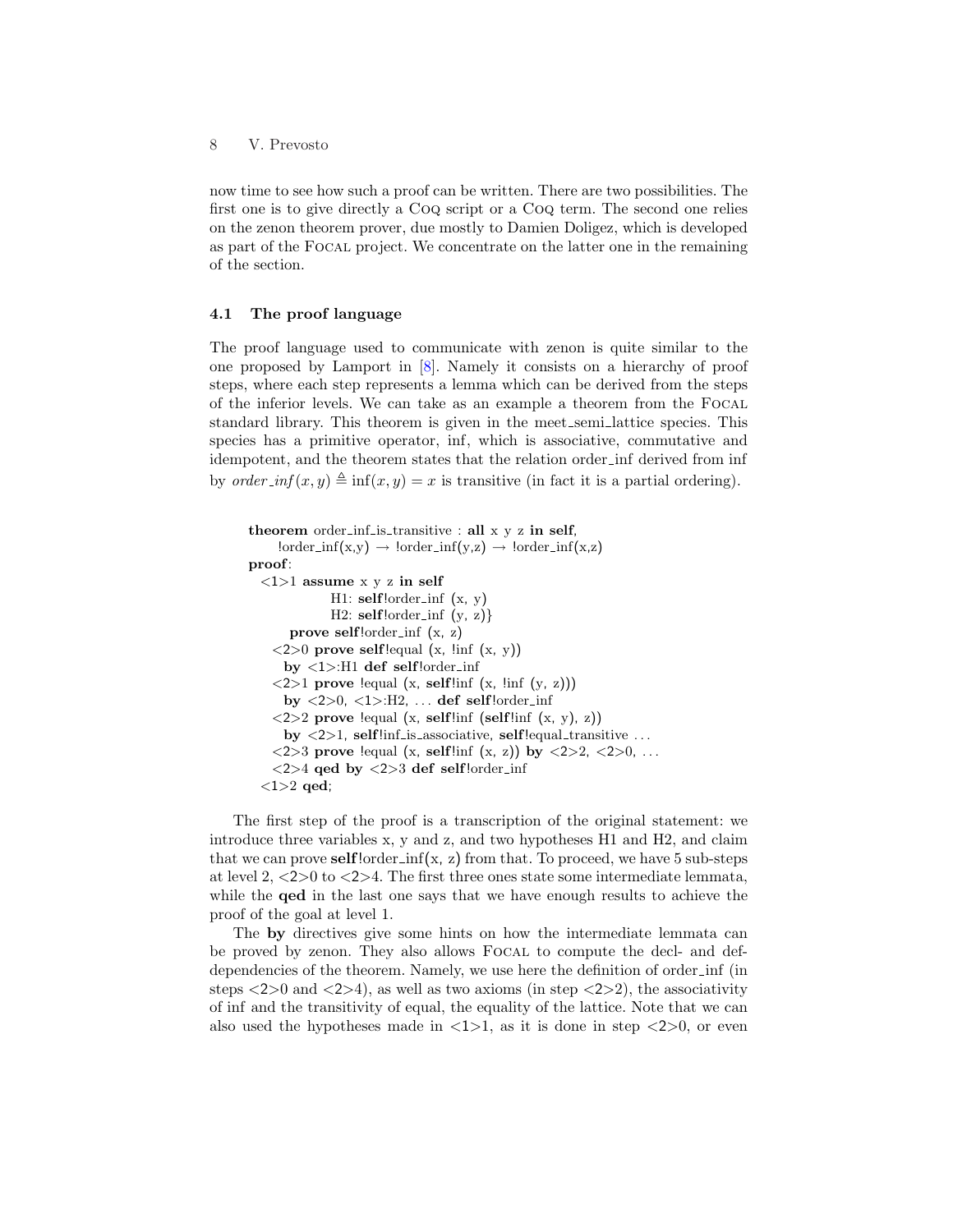now time to see how such a proof can be written. There are two possibilities. The first one is to give directly a Coq script or a Coq term. The second one relies on the zenon theorem prover, due mostly to Damien Doligez, which is developed as part of the Focal project. We concentrate on the latter one in the remaining of the section.

### 4.1 The proof language

The proof language used to communicate with zenon is quite similar to the one proposed by Lamport in [8]. Namely it consists on a hierarchy of proof steps, where each step represents a lemma which can be derived from the steps of the inferior levels. We can take as an example a theorem from the Focal standard library. This theorem is given in the meet_semi_lattice species. This species has a primitive operator, inf, which is associative, commutative and idempotent, and the theorem states that the relation order_inf derived from inf by $order\_inf(x, y) \triangleq \inf(x, y) = x$ is transitive (in fact it is a partial ordering).

```
theorem order_inf_is_transitive : all x y z in self,
     !order_inf(x,y) → !order_inf(y,z) → !order_inf(x,z)
proof:
  <1>1 assume x y z in self
              H1: self!order_inf (x, y)
              H2: self!order_inf (y, z)}
       prove self!order_inf (x, z)
    <2>0 prove self!equal (x, !inf (x, y))
      by <1>:H1 def self!order_inf
    <2>1 prove !equal (x, self!inf (x, !inf (y, z)))
      by <2>0, <1>:H2, ... def self!order_inf
    <2>2 prove !equal (x, self!inf (self!inf (x, y), z))
      by <2>1, self!inf_is_associative, self!equal_transitive ...
    <2>3 prove !equal (x, self!inf (x, z)) by <2>2, <2>0, ...
    <2>4 qed by <2>3 def self!order_inf
  <1>2 qed;
```

The first step of the proof is a transcription of the original statement: we introduce three variables x, y and z, and two hypotheses H1 and H2, and claim that we can prove **self**!order_inf(x, z) from that. To proceed, we have 5 sub-steps at level 2, <2>0 to <2>4. The first three ones state some intermediate lemmata, while the **qed** in the last one says that we have enough results to achieve the proof of the goal at level 1.

The **by** directives give some hints on how the intermediate lemmata can be proved by zenon. They also allows Focal to compute the decl- and def-dependencies of the theorem. Namely, we use here the definition of order_inf (in steps <2>0 and <2>4), as well as two axioms (in step <2>2), the associativity of inf and the transitivity of equal, the equality of the lattice. Note that we can also used the hypotheses made in <1>1, as it is done in step <2>0, or even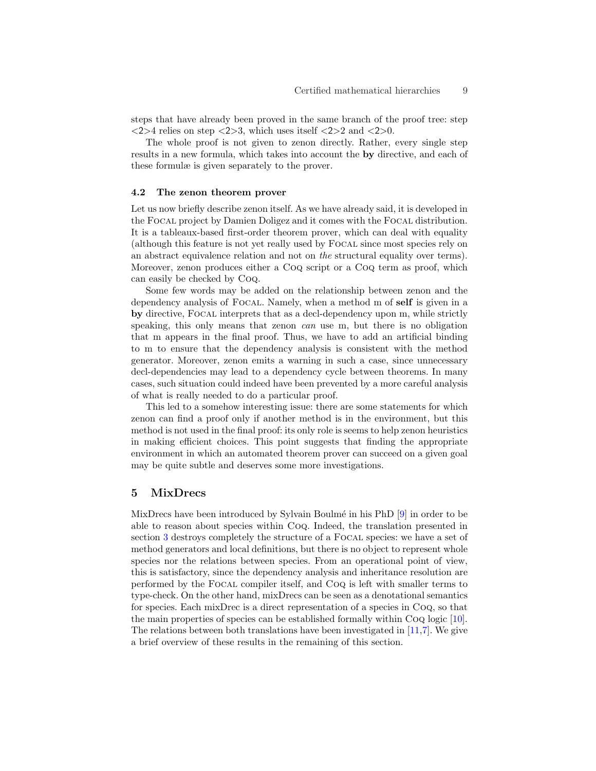steps that have already been proved in the same branch of the proof tree: step <2>4 relies on step <2>3, which uses itself <2>2 and <2>0.

The whole proof is not given to zenon directly. Rather, every single step results in a new formula, which takes into account the **by** directive, and each of these formulæ is given separately to the prover.

### 4.2 The zenon theorem prover

Let us now briefly describe zenon itself. As we have already said, it is developed in the Focal project by Damien Doligez and it comes with the Focal distribution. It is a tableaux-based first-order theorem prover, which can deal with equality (although this feature is not yet really used by Focal since most species rely on an abstract equivalence relation and not on *the* structural equality over terms). Moreover, zenon produces either a Coq script or a Coq term as proof, which can easily be checked by Coq.

Some few words may be added on the relationship between zenon and the dependency analysis of Focal. Namely, when a method m of **self** is given in a **by** directive, Focal interprets that as a decl-dependency upon m, while strictly speaking, this only means that zenon *can* use m, but there is no obligation that m appears in the final proof. Thus, we have to add an artificial binding to m to ensure that the dependency analysis is consistent with the method generator. Moreover, zenon emits a warning in such a case, since unnecessary decl-dependencies may lead to a dependency cycle between theorems. In many cases, such situation could indeed have been prevented by a more careful analysis of what is really needed to do a particular proof.

This led to a somehow interesting issue: there are some statements for which zenon can find a proof only if another method is in the environment, but this method is not used in the final proof: its only role is seems to help zenon heuristics in making efficient choices. This point suggests that finding the appropriate environment in which an automated theorem prover can succeed on a given goal may be quite subtle and deserves some more investigations.

## 5 MixDrecs

MixDrecs have been introduced by Sylvain Boulmé in his PhD [9] in order to be able to reason about species within Coq. Indeed, the translation presented in section 3 destroys completely the structure of a Focal species: we have a set of method generators and local definitions, but there is no object to represent whole species nor the relations between species. From an operational point of view, this is satisfactory, since the dependency analysis and inheritance resolution are performed by the Focal compiler itself, and Coq is left with smaller terms to type-check. On the other hand, mixDrecs can be seen as a denotational semantics for species. Each mixDrec is a direct representation of a species in Coq, so that the main properties of species can be established formally within Coq logic [10]. The relations between both translations have been investigated in [11,7]. We give a brief overview of these results in the remaining of this section.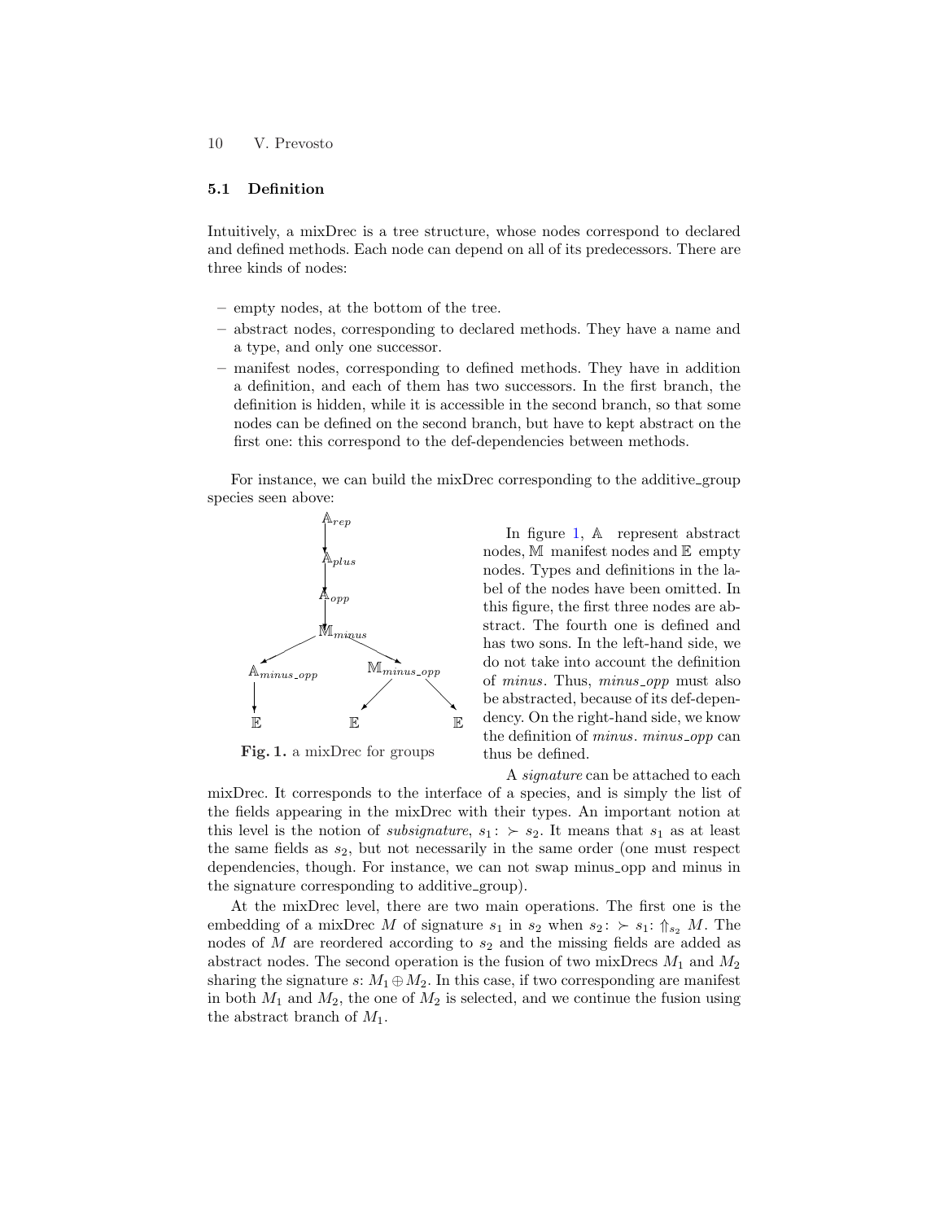### 5.1 Definition

Intuitively, a mixDrec is a tree structure, whose nodes correspond to declared and defined methods. Each node can depend on all of its predecessors. There are three kinds of nodes:

- empty nodes, at the bottom of the tree.
- abstract nodes, corresponding to declared methods. They have a name and a type, and only one successor.
- manifest nodes, corresponding to defined methods. They have in addition a definition, and each of them has two successors. In the first branch, the definition is hidden, while it is accessible in the second branch, so that some nodes can be defined on the second branch, but have to kept abstract on the first one: this correspond to the def-dependencies between methods.

For instance, we can build the mixDrec corresponding to the additive_group species seen above:

**Fig. 1.** a mixDrec for groups

In figure 1, $\mathbb{A}$ represent abstract nodes, $\mathbb{M}$ manifest nodes and $\mathbb{E}$ empty nodes. Types and definitions in the label of the nodes have been omitted. In this figure, the first three nodes are abstract. The fourth one is defined and has two sons. In the left-hand side, we do not take into account the definition of *minus*. Thus, *minus_opp* must also be abstracted, because of its def-dependency. On the right-hand side, we know the definition of *minus*. *minus_opp* can thus be defined.

A *signature* can be attached to each mixDrec. It corresponds to the interface of a species, and is simply the list of the fields appearing in the mixDrec with their types. An important notion at this level is the notion of *subsignature*, $s_1 : \succ s_2$. It means that $s_1$ as at least the same fields as $s_2$, but not necessarily in the same order (one must respect dependencies, though. For instance, we can not swap minus_opp and minus in the signature corresponding to additive_group).

At the mixDrec level, there are two main operations. The first one is the embedding of a mixDrec $M$ of signature $s_1$ in $s_2$ when $s_2 : \succ s_1$: $\Uparrow_{s_2} M$. The nodes of $M$ are reordered according to $s_2$ and the missing fields are added as abstract nodes. The second operation is the fusion of two mixDrecs $M_1$ and $M_2$ sharing the signature $s$: $M_1 \oplus M_2$. In this case, if two corresponding are manifest in both $M_1$ and $M_2$, the one of $M_2$ is selected, and we continue the fusion using the abstract branch of $M_1$.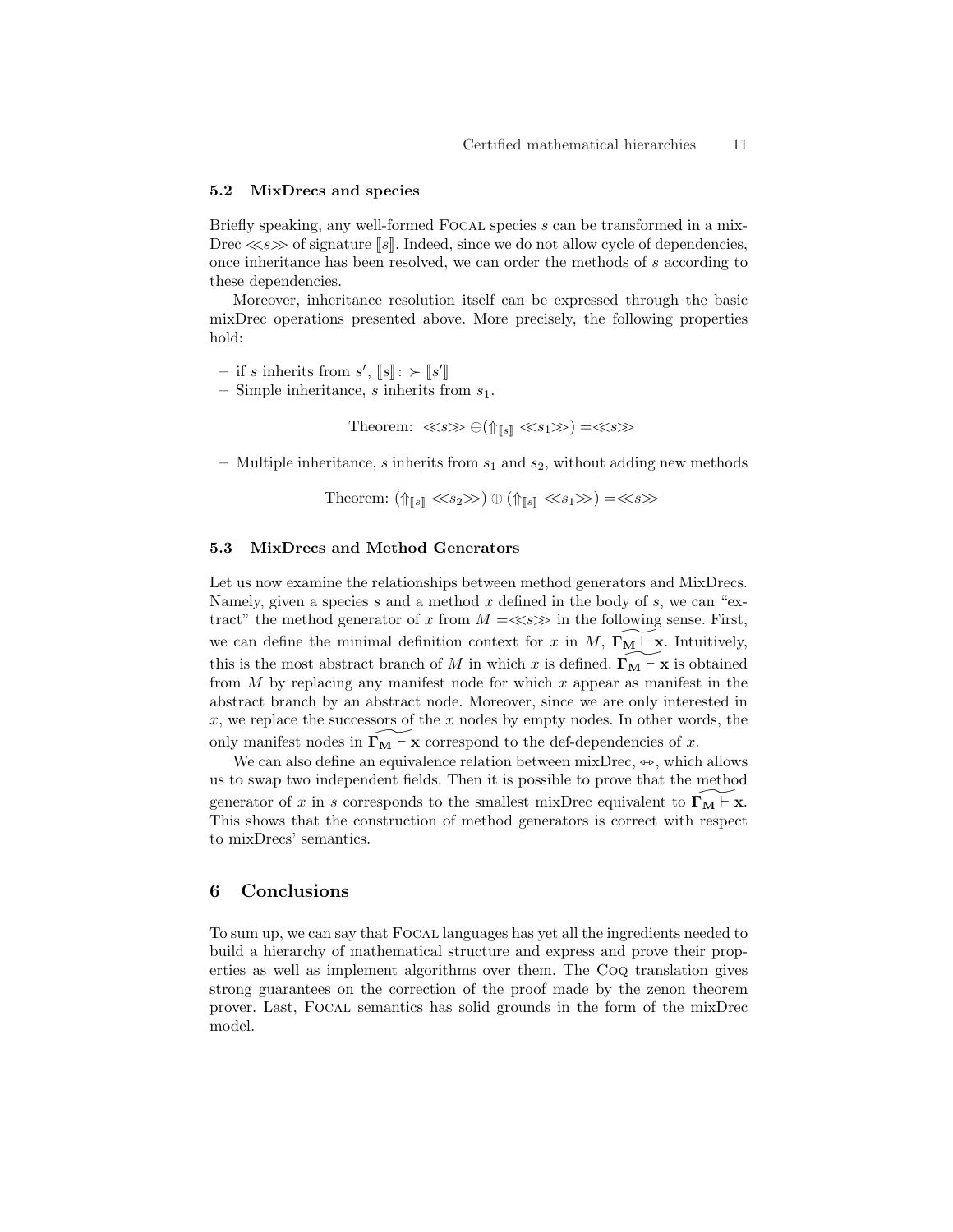### 5.2 MixDrecs and species

Briefly speaking, any well-formed FOCAL species $s$ can be transformed in a mix-Drec $\ll s \gg$ of signature $[\![s]\!]$. Indeed, since we do not allow cycle of dependencies, once inheritance has been resolved, we can order the methods of $s$ according to these dependencies.

Moreover, inheritance resolution itself can be expressed through the basic mixDrec operations presented above. More precisely, the following properties hold:

- if $s$ inherits from $s'$, $[\![s]\!] :\succ [\![s']\!]$
- Simple inheritance, $s$ inherits from $s_1$.

$$\text{Theorem: } \ll s \gg \oplus (\Uparrow_{[\![s]\!]} \ll s_1 \gg) = \ll s \gg$$

- Multiple inheritance, $s$ inherits from $s_1$ and $s_2$, without adding new methods

$$\text{Theorem: } (\Uparrow_{[\![s]\!]} \ll s_2 \gg) \oplus (\Uparrow_{[\![s]\!]} \ll s_1 \gg) = \ll s \gg$$

### 5.3 MixDrecs and Method Generators

Let us now examine the relationships between method generators and MixDrecs. Namely, given a species $s$ and a method $x$ defined in the body of $s$, we can "extract" the method generator of $x$ from $M = \ll s \gg$ in the following sense. First, we can define the minimal definition context for $x$ in $M$, $\widetilde{\mathbf{\Gamma_M} \vdash \mathbf{x}}$. Intuitively, this is the most abstract branch of $M$ in which $x$ is defined. $\widetilde{\mathbf{\Gamma_M} \vdash \mathbf{x}}$ is obtained from $M$ by replacing any manifest node for which $x$ appear as manifest in the abstract branch by an abstract node. Moreover, since we are only interested in $x$, we replace the successors of the $x$ nodes by empty nodes. In other words, the only manifest nodes in $\widetilde{\mathbf{\Gamma_M} \vdash \mathbf{x}}$ correspond to the def-dependencies of $x$.

We can also define an equivalence relation between mixDrec, $\Leftrightarrow$, which allows us to swap two independent fields. Then it is possible to prove that the method generator of $x$ in $s$ corresponds to the smallest mixDrec equivalent to $\widetilde{\mathbf{\Gamma_M} \vdash \mathbf{x}}$. This shows that the construction of method generators is correct with respect to mixDrecs' semantics.

## 6 Conclusions

To sum up, we can say that FOCAL languages has yet all the ingredients needed to build a hierarchy of mathematical structure and express and prove their properties as well as implement algorithms over them. The COQ translation gives strong guarantees on the correction of the proof made by the zenon theorem prover. Last, FOCAL semantics has solid grounds in the form of the mixDrec model.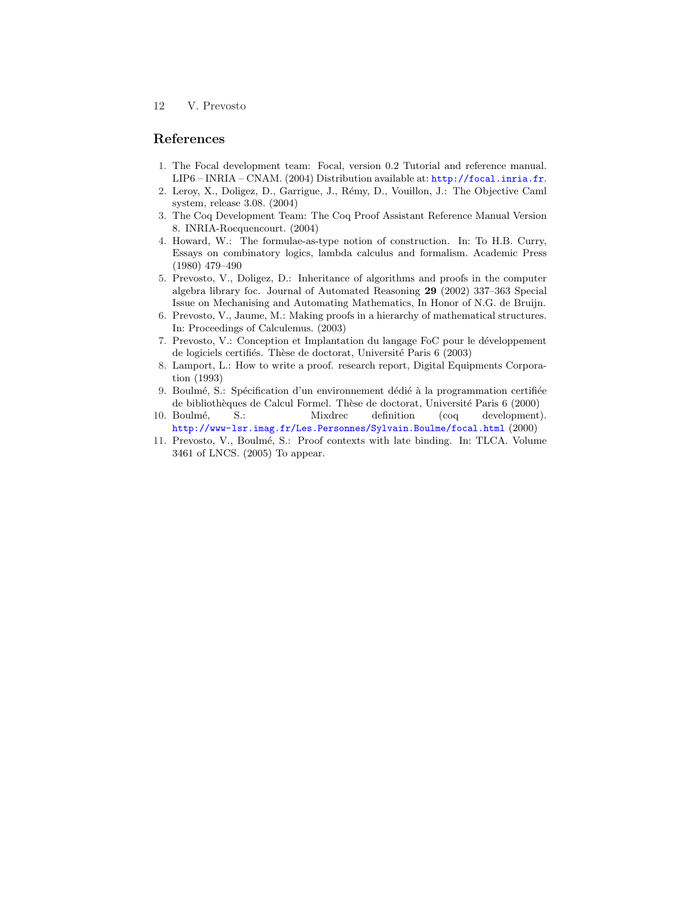## References

1. The Focal development team: Focal, version 0.2 Tutorial and reference manual. LIP6 – INRIA – CNAM. (2004) Distribution available at: http://focal.inria.fr.
2. Leroy, X., Doligez, D., Garrigue, J., Rémy, D., Vouillon, J.: The Objective Caml system, release 3.08. (2004)
3. The Coq Development Team: The Coq Proof Assistant Reference Manual Version 8. INRIA-Rocquencourt. (2004)
4. Howard, W.: The formulae-as-type notion of construction. In: To H.B. Curry, Essays on combinatory logics, lambda calculus and formalism. Academic Press (1980) 479–490
5. Prevosto, V., Doligez, D.: Inheritance of algorithms and proofs in the computer algebra library foc. Journal of Automated Reasoning **29** (2002) 337–363 Special Issue on Mechanising and Automating Mathematics, In Honor of N.G. de Bruijn.
6. Prevosto, V., Jaume, M.: Making proofs in a hierarchy of mathematical structures. In: Proceedings of Calculemus. (2003)
7. Prevosto, V.: Conception et Implantation du langage FoC pour le développement de logiciels certifiés. Thèse de doctorat, Université Paris 6 (2003)
8. Lamport, L.: How to write a proof. research report, Digital Equipments Corporation (1993)
9. Boulmé, S.: Spécification d'un environnement dédié à la programmation certifiée de bibliothèques de Calcul Formel. Thèse de doctorat, Université Paris 6 (2000)
10. Boulmé, S.: Mixdrec definition (coq development). http://www-lsr.imag.fr/Les.Personnes/Sylvain.Boulme/focal.html (2000)
11. Prevosto, V., Boulmé, S.: Proof contexts with late binding. In: TLCA. Volume 3461 of LNCS. (2005) To appear.